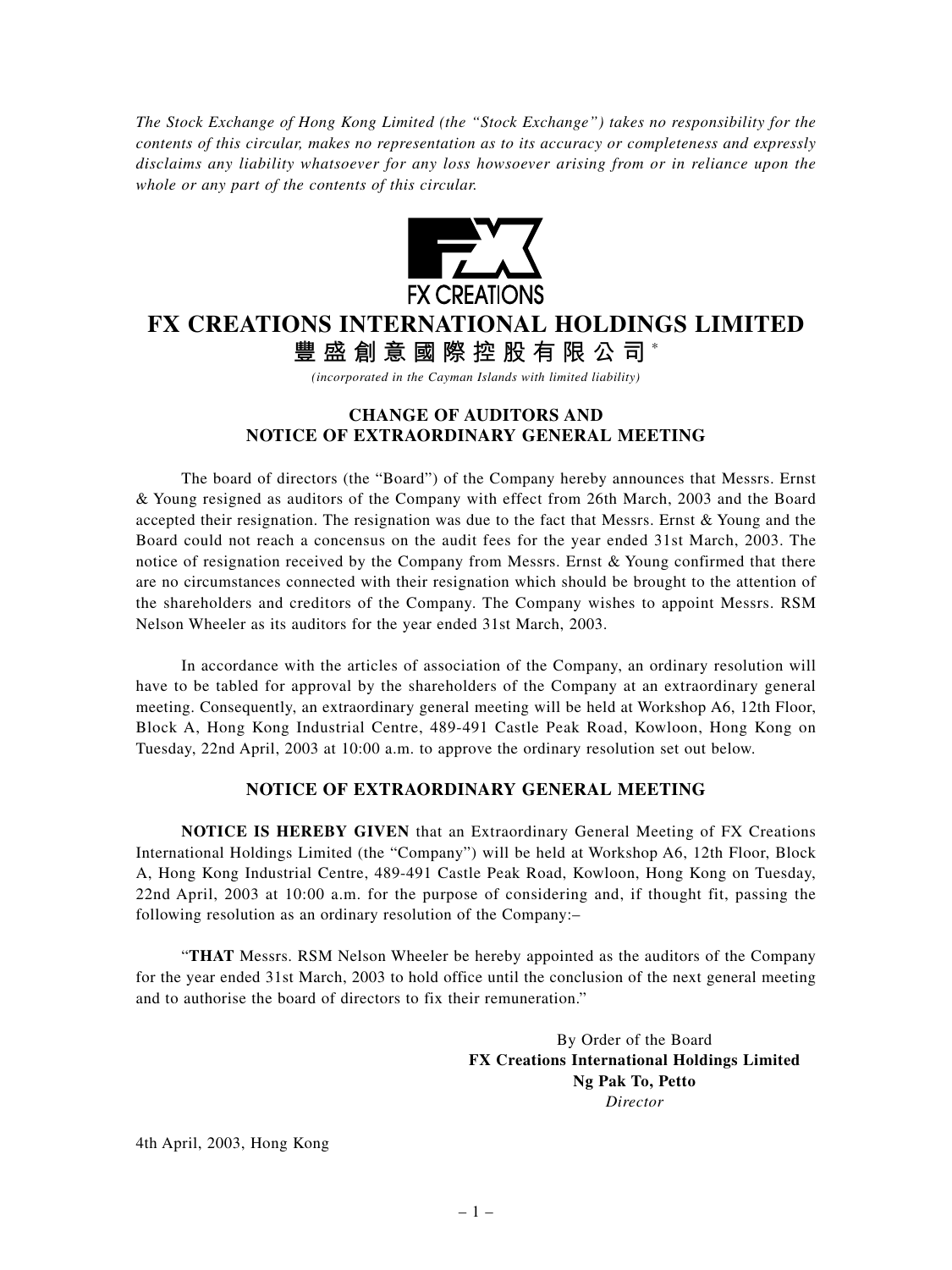*The Stock Exchange of Hong Kong Limited (the "Stock Exchange") takes no responsibility for the contents of this circular, makes no representation as to its accuracy or completeness and expressly disclaims any liability whatsoever for any loss howsoever arising from or in reliance upon the whole or any part of the contents of this circular.*

FX CREATIONS

# FX CREATIONS INTERNATIONAL HOLDINGS LIMITED

# 豐盛創意國際控股有限公司*

*(incorporated in the Cayman Islands with limited liability)*

## CHANGE OF AUDITORS AND NOTICE OF EXTRAORDINARY GENERAL MEETING

The board of directors (the "Board") of the Company hereby announces that Messrs. Ernst & Young resigned as auditors of the Company with effect from 26th March, 2003 and the Board accepted their resignation. The resignation was due to the fact that Messrs. Ernst & Young and the Board could not reach a concensus on the audit fees for the year ended 31st March, 2003. The notice of resignation received by the Company from Messrs. Ernst & Young confirmed that there are no circumstances connected with their resignation which should be brought to the attention of the shareholders and creditors of the Company. The Company wishes to appoint Messrs. RSM Nelson Wheeler as its auditors for the year ended 31st March, 2003.

In accordance with the articles of association of the Company, an ordinary resolution will have to be tabled for approval by the shareholders of the Company at an extraordinary general meeting. Consequently, an extraordinary general meeting will be held at Workshop A6, 12th Floor, Block A, Hong Kong Industrial Centre, 489-491 Castle Peak Road, Kowloon, Hong Kong on Tuesday, 22nd April, 2003 at 10:00 a.m. to approve the ordinary resolution set out below.

## NOTICE OF EXTRAORDINARY GENERAL MEETING

**NOTICE IS HEREBY GIVEN** that an Extraordinary General Meeting of FX Creations International Holdings Limited (the "Company") will be held at Workshop A6, 12th Floor, Block A, Hong Kong Industrial Centre, 489-491 Castle Peak Road, Kowloon, Hong Kong on Tuesday, 22nd April, 2003 at 10:00 a.m. for the purpose of considering and, if thought fit, passing the following resolution as an ordinary resolution of the Company:–

"**THAT** Messrs. RSM Nelson Wheeler be hereby appointed as the auditors of the Company for the year ended 31st March, 2003 to hold office until the conclusion of the next general meeting and to authorise the board of directors to fix their remuneration."

By Order of the Board
**FX Creations International Holdings Limited**
**Ng Pak To, Petto**
*Director*

4th April, 2003, Hong Kong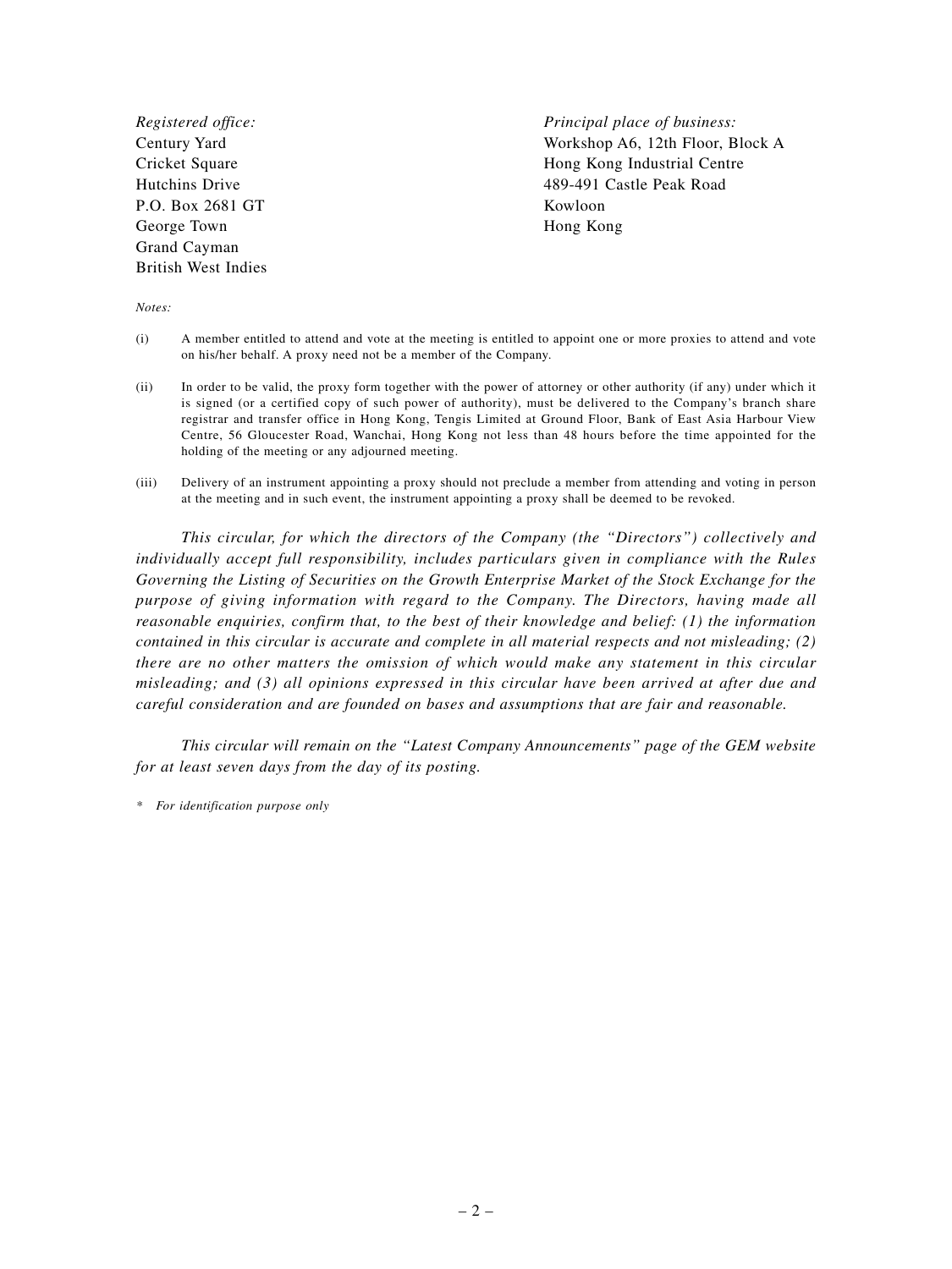*Registered office:*
Century Yard
Cricket Square
Hutchins Drive
P.O. Box 2681 GT
George Town
Grand Cayman
British West Indies

*Principal place of business:*
Workshop A6, 12th Floor, Block A
Hong Kong Industrial Centre
489-491 Castle Peak Road
Kowloon
Hong Kong

*Notes:*

(i) A member entitled to attend and vote at the meeting is entitled to appoint one or more proxies to attend and vote on his/her behalf. A proxy need not be a member of the Company.

(ii) In order to be valid, the proxy form together with the power of attorney or other authority (if any) under which it is signed (or a certified copy of such power of authority), must be delivered to the Company's branch share registrar and transfer office in Hong Kong, Tengis Limited at Ground Floor, Bank of East Asia Harbour View Centre, 56 Gloucester Road, Wanchai, Hong Kong not less than 48 hours before the time appointed for the holding of the meeting or any adjourned meeting.

(iii) Delivery of an instrument appointing a proxy should not preclude a member from attending and voting in person at the meeting and in such event, the instrument appointing a proxy shall be deemed to be revoked.

*This circular, for which the directors of the Company (the "Directors") collectively and individually accept full responsibility, includes particulars given in compliance with the Rules Governing the Listing of Securities on the Growth Enterprise Market of the Stock Exchange for the purpose of giving information with regard to the Company. The Directors, having made all reasonable enquiries, confirm that, to the best of their knowledge and belief: (1) the information contained in this circular is accurate and complete in all material respects and not misleading; (2) there are no other matters the omission of which would make any statement in this circular misleading; and (3) all opinions expressed in this circular have been arrived at after due and careful consideration and are founded on bases and assumptions that are fair and reasonable.*

*This circular will remain on the "Latest Company Announcements" page of the GEM website for at least seven days from the day of its posting.*

\* *For identification purpose only*